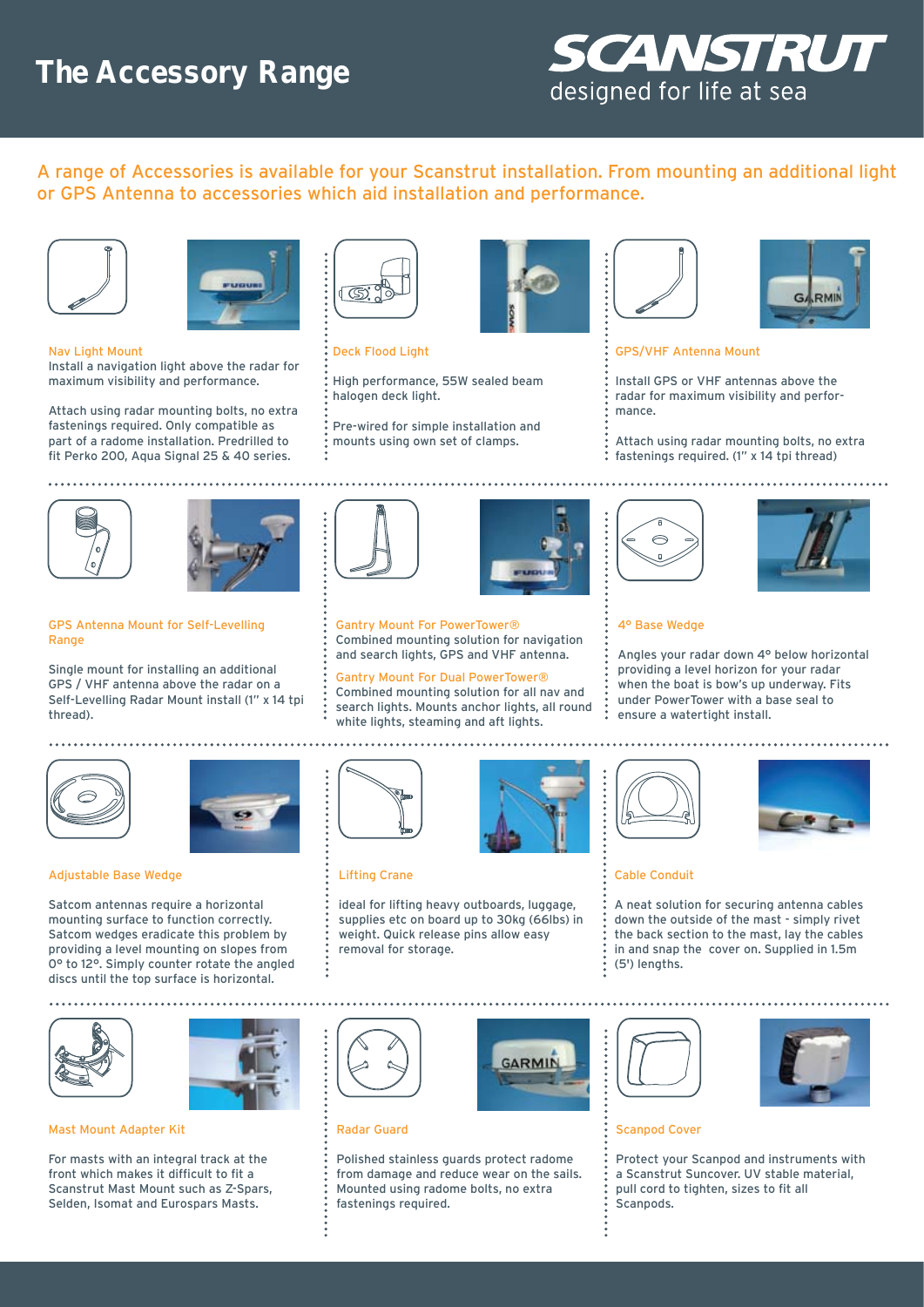# The Accessory Range

**SCANSTRUT**
designed for life at sea

A range of Accessories is available for your Scanstrut installation. From mounting an additional light or GPS Antenna to accessories which aid installation and performance.

### Nav Light Mount

Install a navigation light above the radar for maximum visibility and performance.

Attach using radar mounting bolts, no extra fastenings required. Only compatible as part of a radome installation. Predrilled to fit Perko 200, Aqua Signal 25 & 40 series.

### Deck Flood Light

High performance, 55W sealed beam halogen deck light.

Pre-wired for simple installation and mounts using own set of clamps.

### GPS/VHF Antenna Mount

Install GPS or VHF antennas above the radar for maximum visibility and performance.

Attach using radar mounting bolts, no extra fastenings required. (1" x 14 tpi thread)

### GPS Antenna Mount for Self-Levelling Range

Single mount for installing an additional GPS / VHF antenna above the radar on a Self-Levelling Radar Mount install (1" x 14 tpi thread).

### Gantry Mount For PowerTower®

Combined mounting solution for navigation and search lights, GPS and VHF antenna.

### Gantry Mount For Dual PowerTower®

Combined mounting solution for all nav and search lights. Mounts anchor lights, all round white lights, steaming and aft lights.

### 4° Base Wedge

Angles your radar down 4° below horizontal providing a level horizon for your radar when the boat is bow's up underway. Fits under PowerTower with a base seal to ensure a watertight install.

### Adjustable Base Wedge

Satcom antennas require a horizontal mounting surface to function correctly. Satcom wedges eradicate this problem by providing a level mounting on slopes from 0° to 12°. Simply counter rotate the angled discs until the top surface is horizontal.

### Lifting Crane

ideal for lifting heavy outboards, luggage, supplies etc on board up to 30kg (66lbs) in weight. Quick release pins allow easy removal for storage.

### Cable Conduit

A neat solution for securing antenna cables down the outside of the mast - simply rivet the back section to the mast, lay the cables in and snap the cover on. Supplied in 1.5m (5') lengths.

### Mast Mount Adapter Kit

For masts with an integral track at the front which makes it difficult to fit a Scanstrut Mast Mount such as Z-Spars, Selden, Isomat and Eurospars Masts.

### Radar Guard

Polished stainless guards protect radome from damage and reduce wear on the sails. Mounted using radome bolts, no extra fastenings required.

### Scanpod Cover

Protect your Scanpod and instruments with a Scanstrut Suncover. UV stable material, pull cord to tighten, sizes to fit all Scanpods.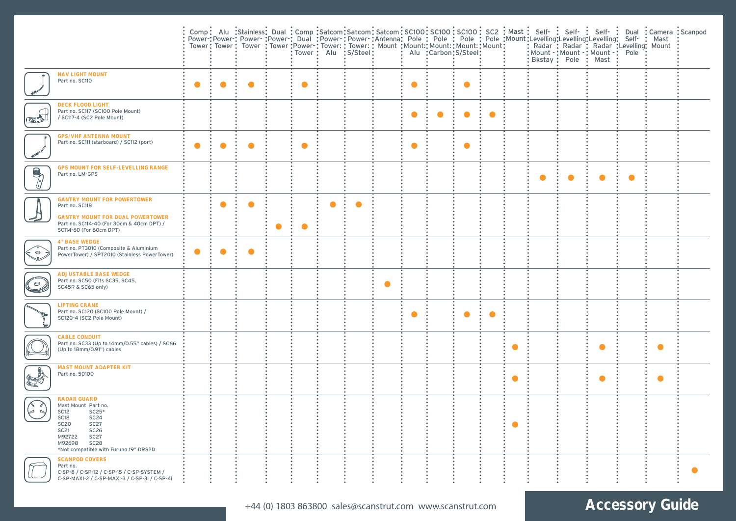| Accessory | Comp Power-Tower | Alu Power-Tower | Stainless Power-Tower | Dual Power-Tower | Comp Dual Power-Tower | Satcom Power-Tower: Alu | Satcom Power-Tower: S/Steel | Satcom Antenna Mount | SC100 Pole Mount: Alu | SC100 Pole Mount: Carbon | SC100 Pole Mount: S/Steel | SC2 Pole Mount | Mast Mount | Self-Levelling Radar Mount - Bkstay | Self-Levelling Radar Mount - Pole | Self-Levelling Radar Mount - Mast | Dual Self-Levelling Pole | Camera Mast Mount | Scanpod |
|---|---|---|---|---|---|---|---|---|---|---|---|---|---|---|---|---|---|---|---|
| **NAV LIGHT MOUNT**<br>Part no. SC110 | ● | ● | ● | | ● | | | | ● | | ● | | | | | | | | |
| **DECK FLOOD LIGHT**<br>Part no. SC117 (SC100 Pole Mount) / SC117-4 (SC2 Pole Mount) | | | | | | | | | ● | ● | ● | ● | | | | | | | |
| **GPS/VHF ANTENNA MOUNT**<br>Part no. SC111 (starboard) / SC112 (port) | ● | ● | ● | | ● | | | | ● | | ● | | | | | | | | |
| **GPS MOUNT FOR SELF-LEVELLING RANGE**<br>Part no. LM-GPS | | | | | | | | | | | | | | ● | ● | ● | ● | | |
| **GANTRY MOUNT FOR POWERTOWER**<br>Part no. SC118 | | ● | ● | | | ● | ● | | | | | | | | | | | | |
| **GANTRY MOUNT FOR DUAL POWERTOWER**<br>Part no. SC114-40 (For 30cm & 40cm DPT) / SC114-60 (For 60cm DPT) | | | | ● | ● | | | | | | | | | | | | | | |
| **4° BASE WEDGE**<br>Part no. PT3010 (Composite & Aluminium PowerTower) / SPT2010 (Stainless PowerTower) | ● | ● | ● | | | | | | | | | | | | | | | | |
| **ADJ USTABLE BASE WEDGE**<br>Part no. SC50 (Fits SC35, SC45, SC45R & SC65 only) | | | | | | | | ● | | | | | | | | | | | |
| **LIFTING CRANE**<br>Part no. SC120 (SC100 Pole Mount) / SC120-4 (SC2 Pole Mount) | | | | | | | | | ● | | ● | ● | | | | | | | |
| **CABLE CONDUIT**<br>Part no. SC33 (Up to 14mm/0.55" cables) / SC66 (Up to 18mm/0.91") cables | | | | | | | | | | | | | ● | | | ● | | ● | |
| **MAST MOUNT ADAPTER KIT**<br>Part no. 50100 | | | | | | | | | | | | | ● | | | ● | | ● | |
| **RADAR GUARD**<br>Mast Mount Part no.<br>SC12 SC25*<br>SC18 SC24<br>SC20 SC27<br>SC21 SC26<br>M92722 SC27<br>M92698 SC28<br>*Not compatible with Furuno 19" DRS2D | | | | | | | | | | | | | ● | | | | | | |
| **SCANPOD COVERS**<br>Part no.<br>C-SP-8 / C-SP-12 / C-SP-15 / C-SP-SYSTEM / C-SP-MAXI-2 / C-SP-MAXI-3 / C-SP-3i / C-SP-4i | | | | | | | | | | | | | | | | | | | ● |

+44 (0) 1803 863800 sales@scanstrut.com www.scanstrut.com

**Accessory Guide**